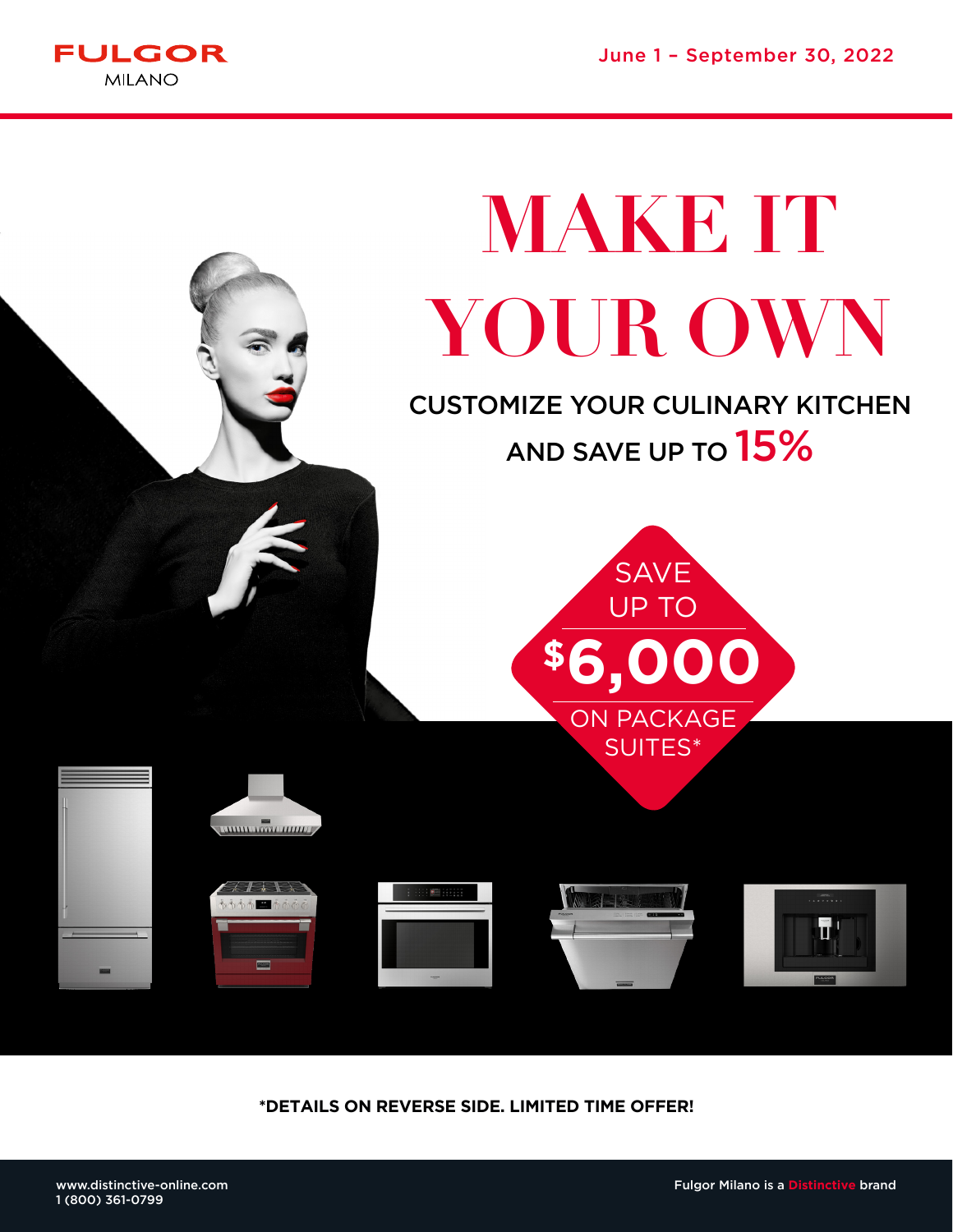FULGOR
MILANO

June 1 – September 30, 2022

# MAKE IT YOUR OWN

## CUSTOMIZE YOUR CULINARY KITCHEN AND SAVE UP TO 15%

SAVE UP TO

**$6,000**

ON PACKAGE SUITES*

**\*DETAILS ON REVERSE SIDE. LIMITED TIME OFFER!**

www.distinctive-online.com
1 (800) 361-0799

Fulgor Milano is a Distinctive brand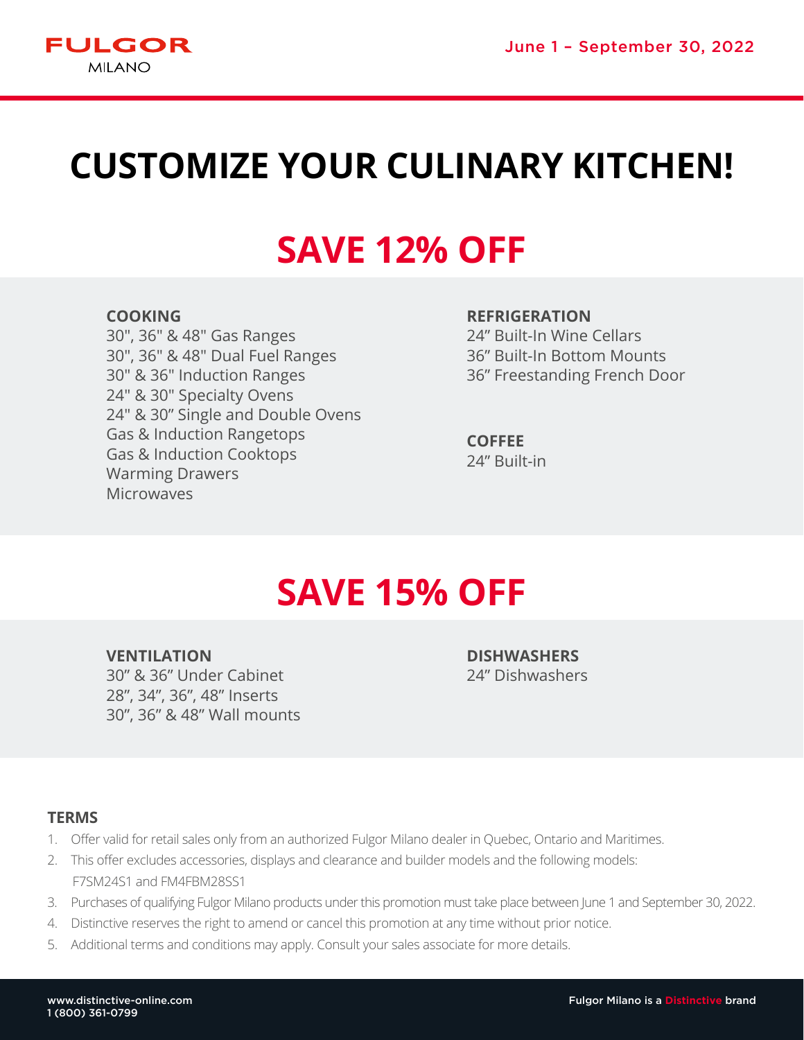FULGOR MILANO

June 1 – September 30, 2022

# CUSTOMIZE YOUR CULINARY KITCHEN!

## SAVE 12% OFF

**COOKING**
30", 36" & 48" Gas Ranges
30", 36" & 48" Dual Fuel Ranges
30" & 36" Induction Ranges
24" & 30" Specialty Ovens
24" & 30" Single and Double Ovens
Gas & Induction Rangetops
Gas & Induction Cooktops
Warming Drawers
Microwaves

**REFRIGERATION**
24" Built-In Wine Cellars
36" Built-In Bottom Mounts
36" Freestanding French Door

**COFFEE**
24" Built-in

## SAVE 15% OFF

**VENTILATION**
30" & 36" Under Cabinet
28", 34", 36", 48" Inserts
30", 36" & 48" Wall mounts

**DISHWASHERS**
24" Dishwashers

### TERMS

1. Offer valid for retail sales only from an authorized Fulgor Milano dealer in Quebec, Ontario and Maritimes.
2. This offer excludes accessories, displays and clearance and builder models and the following models: F7SM24S1 and FM4FBM28SS1
3. Purchases of qualifying Fulgor Milano products under this promotion must take place between June 1 and September 30, 2022.
4. Distinctive reserves the right to amend or cancel this promotion at any time without prior notice.
5. Additional terms and conditions may apply. Consult your sales associate for more details.

www.distinctive-online.com
1 (800) 361-0799

Fulgor Milano is a Distinctive brand